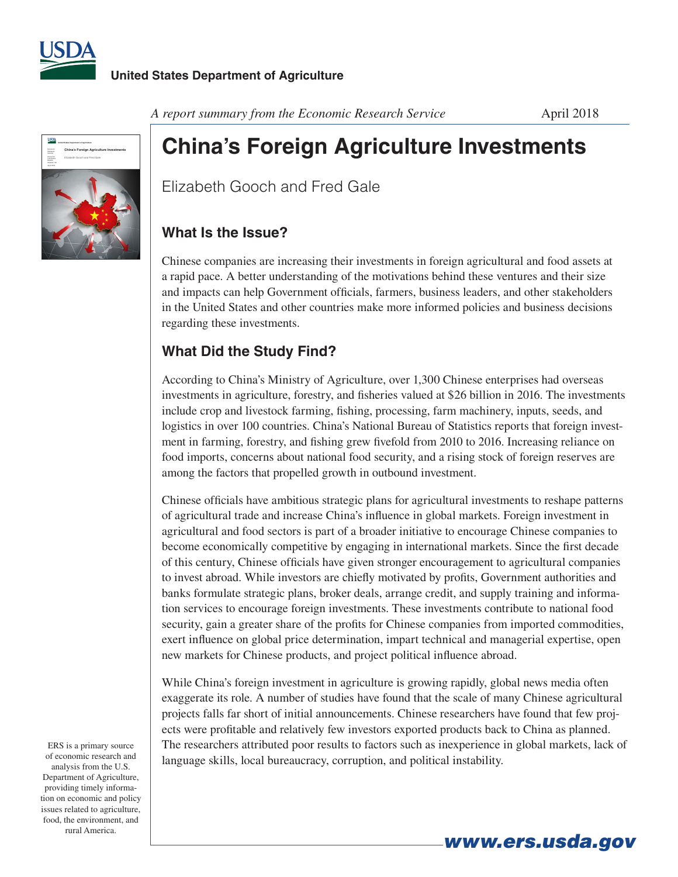United States Department of Agriculture

*A report summary from the Economic Research Service* April 2018

# China's Foreign Agriculture Investments

Elizabeth Gooch and Fred Gale

## What Is the Issue?

Chinese companies are increasing their investments in foreign agricultural and food assets at a rapid pace. A better understanding of the motivations behind these ventures and their size and impacts can help Government officials, farmers, business leaders, and other stakeholders in the United States and other countries make more informed policies and business decisions regarding these investments.

## What Did the Study Find?

According to China's Ministry of Agriculture, over 1,300 Chinese enterprises had overseas investments in agriculture, forestry, and fisheries valued at $26 billion in 2016. The investments include crop and livestock farming, fishing, processing, farm machinery, inputs, seeds, and logistics in over 100 countries. China's National Bureau of Statistics reports that foreign investment in farming, forestry, and fishing grew fivefold from 2010 to 2016. Increasing reliance on food imports, concerns about national food security, and a rising stock of foreign reserves are among the factors that propelled growth in outbound investment.

Chinese officials have ambitious strategic plans for agricultural investments to reshape patterns of agricultural trade and increase China's influence in global markets. Foreign investment in agricultural and food sectors is part of a broader initiative to encourage Chinese companies to become economically competitive by engaging in international markets. Since the first decade of this century, Chinese officials have given stronger encouragement to agricultural companies to invest abroad. While investors are chiefly motivated by profits, Government authorities and banks formulate strategic plans, broker deals, arrange credit, and supply training and information services to encourage foreign investments. These investments contribute to national food security, gain a greater share of the profits for Chinese companies from imported commodities, exert influence on global price determination, impart technical and managerial expertise, open new markets for Chinese products, and project political influence abroad.

While China's foreign investment in agriculture is growing rapidly, global news media often exaggerate its role. A number of studies have found that the scale of many Chinese agricultural projects falls far short of initial announcements. Chinese researchers have found that few projects were profitable and relatively few investors exported products back to China as planned. The researchers attributed poor results to factors such as inexperience in global markets, lack of language skills, local bureaucracy, corruption, and political instability.

ERS is a primary source of economic research and analysis from the U.S. Department of Agriculture, providing timely information on economic and policy issues related to agriculture, food, the environment, and rural America.

www.ers.usda.gov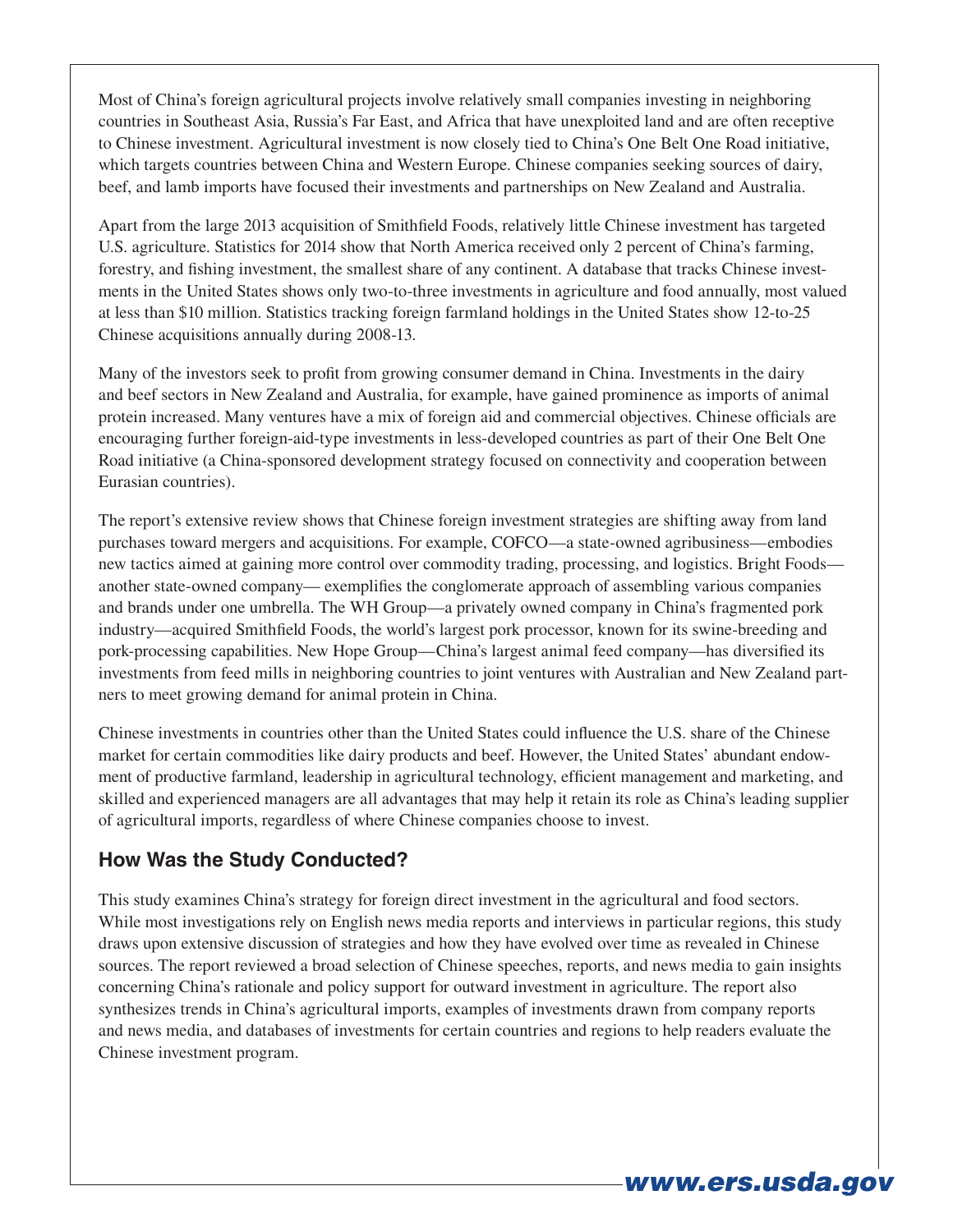Most of China's foreign agricultural projects involve relatively small companies investing in neighboring countries in Southeast Asia, Russia's Far East, and Africa that have unexploited land and are often receptive to Chinese investment. Agricultural investment is now closely tied to China's One Belt One Road initiative, which targets countries between China and Western Europe. Chinese companies seeking sources of dairy, beef, and lamb imports have focused their investments and partnerships on New Zealand and Australia.

Apart from the large 2013 acquisition of Smithfield Foods, relatively little Chinese investment has targeted U.S. agriculture. Statistics for 2014 show that North America received only 2 percent of China's farming, forestry, and fishing investment, the smallest share of any continent. A database that tracks Chinese investments in the United States shows only two-to-three investments in agriculture and food annually, most valued at less than $10 million. Statistics tracking foreign farmland holdings in the United States show 12-to-25 Chinese acquisitions annually during 2008-13.

Many of the investors seek to profit from growing consumer demand in China. Investments in the dairy and beef sectors in New Zealand and Australia, for example, have gained prominence as imports of animal protein increased. Many ventures have a mix of foreign aid and commercial objectives. Chinese officials are encouraging further foreign-aid-type investments in less-developed countries as part of their One Belt One Road initiative (a China-sponsored development strategy focused on connectivity and cooperation between Eurasian countries).

The report's extensive review shows that Chinese foreign investment strategies are shifting away from land purchases toward mergers and acquisitions. For example, COFCO—a state-owned agribusiness—embodies new tactics aimed at gaining more control over commodity trading, processing, and logistics. Bright Foods—another state-owned company— exemplifies the conglomerate approach of assembling various companies and brands under one umbrella. The WH Group—a privately owned company in China's fragmented pork industry—acquired Smithfield Foods, the world's largest pork processor, known for its swine-breeding and pork-processing capabilities. New Hope Group—China's largest animal feed company—has diversified its investments from feed mills in neighboring countries to joint ventures with Australian and New Zealand partners to meet growing demand for animal protein in China.

Chinese investments in countries other than the United States could influence the U.S. share of the Chinese market for certain commodities like dairy products and beef. However, the United States' abundant endowment of productive farmland, leadership in agricultural technology, efficient management and marketing, and skilled and experienced managers are all advantages that may help it retain its role as China's leading supplier of agricultural imports, regardless of where Chinese companies choose to invest.

## How Was the Study Conducted?

This study examines China's strategy for foreign direct investment in the agricultural and food sectors. While most investigations rely on English news media reports and interviews in particular regions, this study draws upon extensive discussion of strategies and how they have evolved over time as revealed in Chinese sources. The report reviewed a broad selection of Chinese speeches, reports, and news media to gain insights concerning China's rationale and policy support for outward investment in agriculture. The report also synthesizes trends in China's agricultural imports, examples of investments drawn from company reports and news media, and databases of investments for certain countries and regions to help readers evaluate the Chinese investment program.